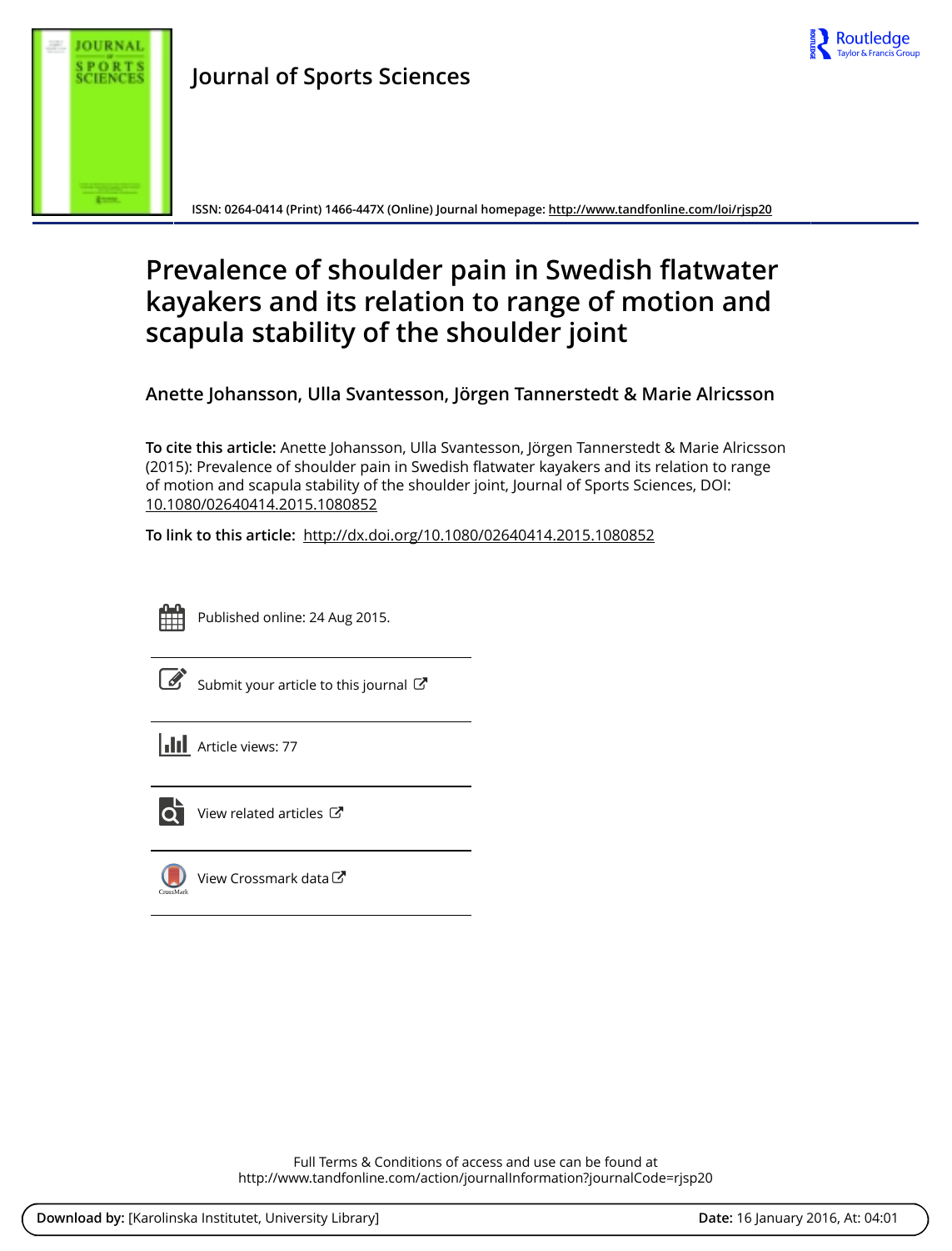Journal of Sports Sciences

ISSN: 0264-0414 (Print) 1466-447X (Online) Journal homepage: http://www.tandfonline.com/loi/rjsp20

# Prevalence of shoulder pain in Swedish flatwater kayakers and its relation to range of motion and scapula stability of the shoulder joint

**Anette Johansson, Ulla Svantesson, Jörgen Tannerstedt & Marie Alricsson**

**To cite this article:** Anette Johansson, Ulla Svantesson, Jörgen Tannerstedt & Marie Alricsson (2015): Prevalence of shoulder pain in Swedish flatwater kayakers and its relation to range of motion and scapula stability of the shoulder joint, Journal of Sports Sciences, DOI: 10.1080/02640414.2015.1080852

**To link to this article:** http://dx.doi.org/10.1080/02640414.2015.1080852

Published online: 24 Aug 2015.

Submit your article to this journal

Article views: 77

View related articles

View Crossmark data

Full Terms & Conditions of access and use can be found at
http://www.tandfonline.com/action/journalInformation?journalCode=rjsp20

**Download by:** [Karolinska Institutet, University Library] **Date:** 16 January 2016, At: 04:01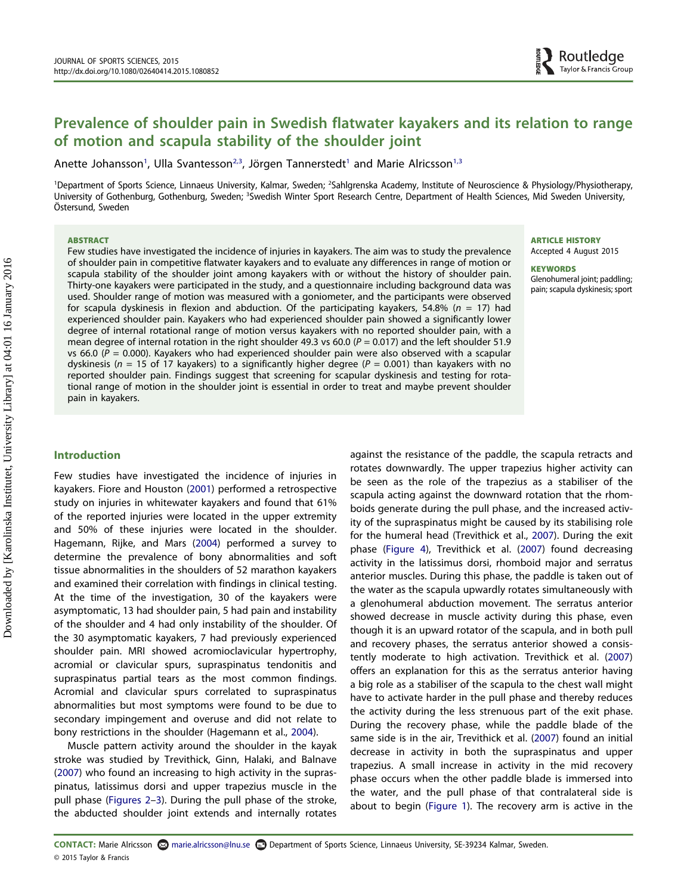# Prevalence of shoulder pain in Swedish flatwater kayakers and its relation to range of motion and scapula stability of the shoulder joint

Anette Johansson[1], Ulla Svantesson[2,3], Jörgen Tannerstedt[1] and Marie Alricsson[1,3]

[1]Department of Sports Science, Linnaeus University, Kalmar, Sweden; [2]Sahlgrenska Academy, Institute of Neuroscience & Physiology/Physiotherapy, University of Gothenburg, Gothenburg, Sweden; [3]Swedish Winter Sport Research Centre, Department of Health Sciences, Mid Sweden University, Östersund, Sweden

**ABSTRACT**

Few studies have investigated the incidence of injuries in kayakers. The aim was to study the prevalence of shoulder pain in competitive flatwater kayakers and to evaluate any differences in range of motion or scapula stability of the shoulder joint among kayakers with or without the history of shoulder pain. Thirty-one kayakers were participated in the study, and a questionnaire including background data was used. Shoulder range of motion was measured with a goniometer, and the participants were observed for scapula dyskinesis in flexion and abduction. Of the participating kayakers, 54.8% ($n$ = 17) had experienced shoulder pain. Kayakers who had experienced shoulder pain showed a significantly lower degree of internal rotational range of motion versus kayakers with no reported shoulder pain, with a mean degree of internal rotation in the right shoulder 49.3 vs 60.0 ($P$ = 0.017) and the left shoulder 51.9 vs 66.0 ($P$ = 0.000). Kayakers who had experienced shoulder pain were also observed with a scapular dyskinesis ($n$ = 15 of 17 kayakers) to a significantly higher degree ($P$ = 0.001) than kayakers with no reported shoulder pain. Findings suggest that screening for scapular dyskinesis and testing for rotational range of motion in the shoulder joint is essential in order to treat and maybe prevent shoulder pain in kayakers.

**ARTICLE HISTORY**
Accepted 4 August 2015

**KEYWORDS**
Glenohumeral joint; paddling; pain; scapula dyskinesis; sport

## Introduction

Few studies have investigated the incidence of injuries in kayakers. Fiore and Houston (2001) performed a retrospective study on injuries in whitewater kayakers and found that 61% of the reported injuries were located in the upper extremity and 50% of these injuries were located in the shoulder. Hagemann, Rijke, and Mars (2004) performed a survey to determine the prevalence of bony abnormalities and soft tissue abnormalities in the shoulders of 52 marathon kayakers and examined their correlation with findings in clinical testing. At the time of the investigation, 30 of the kayakers were asymptomatic, 13 had shoulder pain, 5 had pain and instability of the shoulder and 4 had only instability of the shoulder. Of the 30 asymptomatic kayakers, 7 had previously experienced shoulder pain. MRI showed acromioclavicular hypertrophy, acromial or clavicular spurs, supraspinatus tendonitis and supraspinatus partial tears as the most common findings. Acromial and clavicular spurs correlated to supraspinatus abnormalities but most symptoms were found to be due to secondary impingement and overuse and did not relate to bony restrictions in the shoulder (Hagemann et al., 2004).

Muscle pattern activity around the shoulder in the kayak stroke was studied by Trevithick, Ginn, Halaki, and Balnave (2007) who found an increasing to high activity in the supraspinatus, latissimus dorsi and upper trapezius muscle in the pull phase (Figures 2–3). During the pull phase of the stroke, the abducted shoulder joint extends and internally rotates against the resistance of the paddle, the scapula retracts and rotates downwardly. The upper trapezius higher activity can be seen as the role of the trapezius as a stabiliser of the scapula acting against the downward rotation that the rhomboids generate during the pull phase, and the increased activity of the supraspinatus might be caused by its stabilising role for the humeral head (Trevithick et al., 2007). During the exit phase (Figure 4), Trevithick et al. (2007) found decreasing activity in the latissimus dorsi, rhomboid major and serratus anterior muscles. During this phase, the paddle is taken out of the water as the scapula upwardly rotates simultaneously with a glenohumeral abduction movement. The serratus anterior showed decrease in muscle activity during this phase, even though it is an upward rotator of the scapula, and in both pull and recovery phases, the serratus anterior showed a consistently moderate to high activation. Trevithick et al. (2007) offers an explanation for this as the serratus anterior having a big role as a stabiliser of the scapula to the chest wall might have to activate harder in the pull phase and thereby reduces the activity during the less strenuous part of the exit phase. During the recovery phase, while the paddle blade of the same side is in the air, Trevithick et al. (2007) found an initial decrease in activity in both the supraspinatus and upper trapezius. A small increase in activity in the mid recovery phase occurs when the other paddle blade is immersed into the water, and the pull phase of that contralateral side is about to begin (Figure 1). The recovery arm is active in the

**CONTACT:** Marie Alricsson marie.alricsson@lnu.se Department of Sports Science, Linnaeus University, SE-39234 Kalmar, Sweden.
© 2015 Taylor & Francis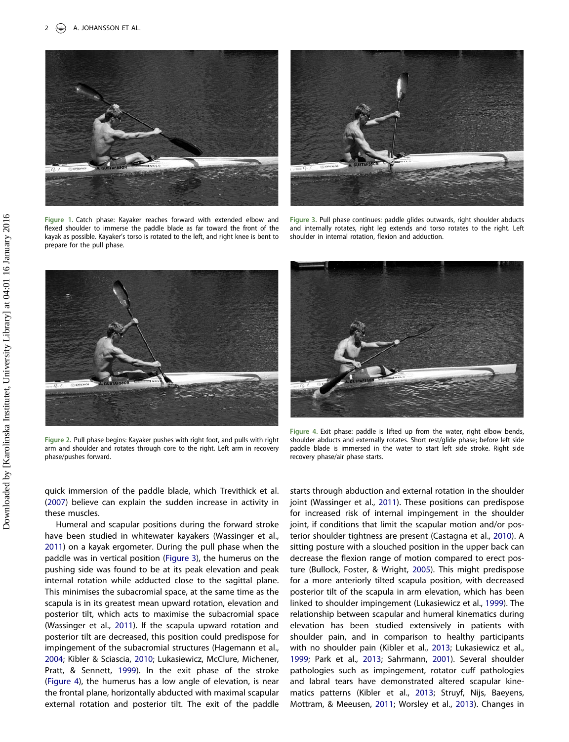Figure 1. Catch phase: Kayaker reaches forward with extended elbow and flexed shoulder to immerse the paddle blade as far toward the front of the kayak as possible. Kayaker's torso is rotated to the left, and right knee is bent to prepare for the pull phase.

Figure 3. Pull phase continues: paddle glides outwards, right shoulder abducts and internally rotates, right leg extends and torso rotates to the right. Left shoulder in internal rotation, flexion and adduction.

Figure 2. Pull phase begins: Kayaker pushes with right foot, and pulls with right arm and shoulder and rotates through core to the right. Left arm in recovery phase/pushes forward.

Figure 4. Exit phase: paddle is lifted up from the water, right elbow bends, shoulder abducts and externally rotates. Short rest/glide phase; before left side paddle blade is immersed in the water to start left side stroke. Right side recovery phase/air phase starts.

quick immersion of the paddle blade, which Trevithick et al. (2007) believe can explain the sudden increase in activity in these muscles.

Humeral and scapular positions during the forward stroke have been studied in whitewater kayakers (Wassinger et al., 2011) on a kayak ergometer. During the pull phase when the paddle was in vertical position (Figure 3), the humerus on the pushing side was found to be at its peak elevation and peak internal rotation while adducted close to the sagittal plane. This minimises the subacromial space, at the same time as the scapula is in its greatest mean upward rotation, elevation and posterior tilt, which acts to maximise the subacromial space (Wassinger et al., 2011). If the scapula upward rotation and posterior tilt are decreased, this position could predispose for impingement of the subacromial structures (Hagemann et al., 2004; Kibler & Sciascia, 2010; Lukasiewicz, McClure, Michener, Pratt, & Sennett, 1999). In the exit phase of the stroke (Figure 4), the humerus has a low angle of elevation, is near the frontal plane, horizontally abducted with maximal scapular external rotation and posterior tilt. The exit of the paddle starts through abduction and external rotation in the shoulder joint (Wassinger et al., 2011). These positions can predispose for increased risk of internal impingement in the shoulder joint, if conditions that limit the scapular motion and/or posterior shoulder tightness are present (Castagna et al., 2010). A sitting posture with a slouched position in the upper back can decrease the flexion range of motion compared to erect posture (Bullock, Foster, & Wright, 2005). This might predispose for a more anteriorly tilted scapula position, with decreased posterior tilt of the scapula in arm elevation, which has been linked to shoulder impingement (Lukasiewicz et al., 1999). The relationship between scapular and humeral kinematics during elevation has been studied extensively in patients with shoulder pain, and in comparison to healthy participants with no shoulder pain (Kibler et al., 2013; Lukasiewicz et al., 1999; Park et al., 2013; Sahrmann, 2001). Several shoulder pathologies such as impingement, rotator cuff pathologies and labral tears have demonstrated altered scapular kinematics patterns (Kibler et al., 2013; Struyf, Nijs, Baeyens, Mottram, & Meeusen, 2011; Worsley et al., 2013). Changes in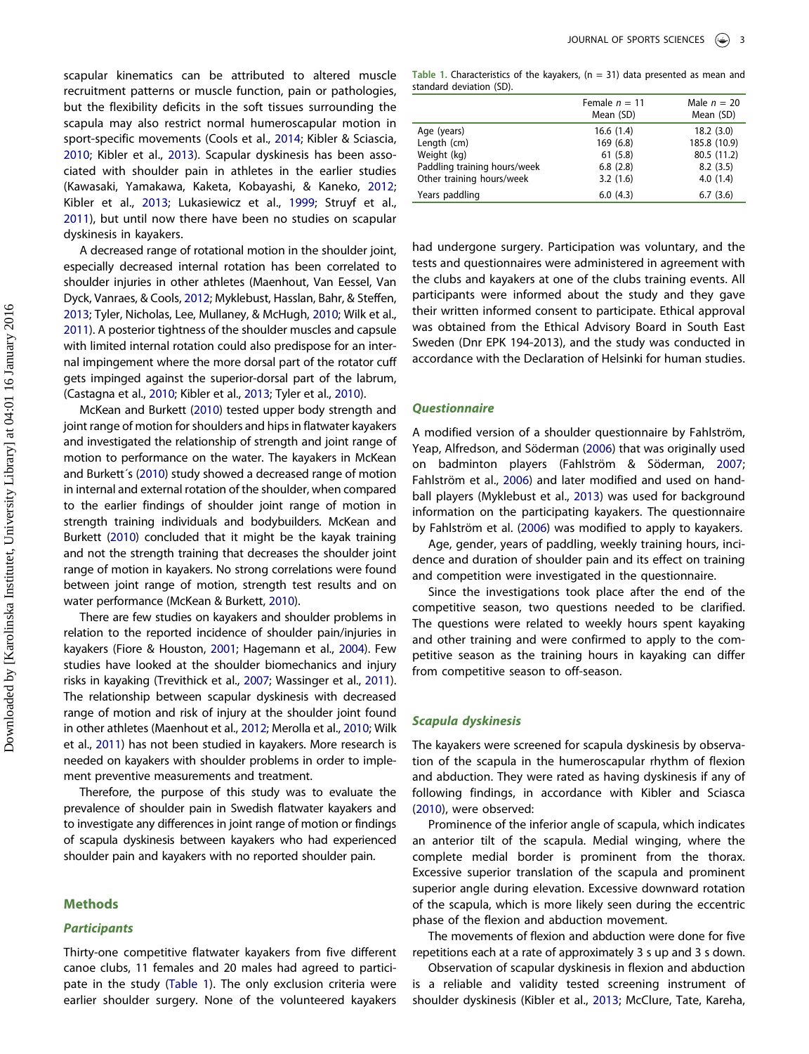scapular kinematics can be attributed to altered muscle recruitment patterns or muscle function, pain or pathologies, but the flexibility deficits in the soft tissues surrounding the scapula may also restrict normal humeroscapular motion in sport-specific movements (Cools et al., 2014; Kibler & Sciascia, 2010; Kibler et al., 2013). Scapular dyskinesis has been associated with shoulder pain in athletes in the earlier studies (Kawasaki, Yamakawa, Kaketa, Kobayashi, & Kaneko, 2012; Kibler et al., 2013; Lukasiewicz et al., 1999; Struyf et al., 2011), but until now there have been no studies on scapular dyskinesis in kayakers.

A decreased range of rotational motion in the shoulder joint, especially decreased internal rotation has been correlated to shoulder injuries in other athletes (Maenhout, Van Eessel, Van Dyck, Vanraes, & Cools, 2012; Myklebust, Hasslan, Bahr, & Steffen, 2013; Tyler, Nicholas, Lee, Mullaney, & McHugh, 2010; Wilk et al., 2011). A posterior tightness of the shoulder muscles and capsule with limited internal rotation could also predispose for an internal impingement where the more dorsal part of the rotator cuff gets impinged against the superior-dorsal part of the labrum, (Castagna et al., 2010; Kibler et al., 2013; Tyler et al., 2010).

McKean and Burkett (2010) tested upper body strength and joint range of motion for shoulders and hips in flatwater kayakers and investigated the relationship of strength and joint range of motion to performance on the water. The kayakers in McKean and Burkett´s (2010) study showed a decreased range of motion in internal and external rotation of the shoulder, when compared to the earlier findings of shoulder joint range of motion in strength training individuals and bodybuilders. McKean and Burkett (2010) concluded that it might be the kayak training and not the strength training that decreases the shoulder joint range of motion in kayakers. No strong correlations were found between joint range of motion, strength test results and on water performance (McKean & Burkett, 2010).

There are few studies on kayakers and shoulder problems in relation to the reported incidence of shoulder pain/injuries in kayakers (Fiore & Houston, 2001; Hagemann et al., 2004). Few studies have looked at the shoulder biomechanics and injury risks in kayaking (Trevithick et al., 2007; Wassinger et al., 2011). The relationship between scapular dyskinesis with decreased range of motion and risk of injury at the shoulder joint found in other athletes (Maenhout et al., 2012; Merolla et al., 2010; Wilk et al., 2011) has not been studied in kayakers. More research is needed on kayakers with shoulder problems in order to implement preventive measurements and treatment.

Therefore, the purpose of this study was to evaluate the prevalence of shoulder pain in Swedish flatwater kayakers and to investigate any differences in joint range of motion or findings of scapula dyskinesis between kayakers who had experienced shoulder pain and kayakers with no reported shoulder pain.

## Methods

### Participants

Thirty-one competitive flatwater kayakers from five different canoe clubs, 11 females and 20 males had agreed to participate in the study (Table 1). The only exclusion criteria were earlier shoulder surgery. None of the volunteered kayakers had undergone surgery. Participation was voluntary, and the tests and questionnaires were administered in agreement with the clubs and kayakers at one of the clubs training events. All participants were informed about the study and they gave their written informed consent to participate. Ethical approval was obtained from the Ethical Advisory Board in South East Sweden (Dnr EPK 194-2013), and the study was conducted in accordance with the Declaration of Helsinki for human studies.

Table 1. Characteristics of the kayakers, (n = 31) data presented as mean and standard deviation (SD).

| | Female $n$ = 11 Mean (SD) | Male $n$ = 20 Mean (SD) |
|---|---|---|
| Age (years) | 16.6 (1.4) | 18.2 (3.0) |
| Length (cm) | 169 (6.8) | 185.8 (10.9) |
| Weight (kg) | 61 (5.8) | 80.5 (11.2) |
| Paddling training hours/week | 6.8 (2.8) | 8.2 (3.5) |
| Other training hours/week | 3.2 (1.6) | 4.0 (1.4) |
| Years paddling | 6.0 (4.3) | 6.7 (3.6) |

### Questionnaire

A modified version of a shoulder questionnaire by Fahlström, Yeap, Alfredson, and Söderman (2006) that was originally used on badminton players (Fahlström & Söderman, 2007; Fahlström et al., 2006) and later modified and used on handball players (Myklebust et al., 2013) was used for background information on the participating kayakers. The questionnaire by Fahlström et al. (2006) was modified to apply to kayakers.

Age, gender, years of paddling, weekly training hours, incidence and duration of shoulder pain and its effect on training and competition were investigated in the questionnaire.

Since the investigations took place after the end of the competitive season, two questions needed to be clarified. The questions were related to weekly hours spent kayaking and other training and were confirmed to apply to the competitive season as the training hours in kayaking can differ from competitive season to off-season.

### Scapula dyskinesis

The kayakers were screened for scapula dyskinesis by observation of the scapula in the humeroscapular rhythm of flexion and abduction. They were rated as having dyskinesis if any of following findings, in accordance with Kibler and Sciasca (2010), were observed:

Prominence of the inferior angle of scapula, which indicates an anterior tilt of the scapula. Medial winging, where the complete medial border is prominent from the thorax. Excessive superior translation of the scapula and prominent superior angle during elevation. Excessive downward rotation of the scapula, which is more likely seen during the eccentric phase of the flexion and abduction movement.

The movements of flexion and abduction were done for five repetitions each at a rate of approximately 3 s up and 3 s down.

Observation of scapular dyskinesis in flexion and abduction is a reliable and validity tested screening instrument of shoulder dyskinesis (Kibler et al., 2013; McClure, Tate, Kareha,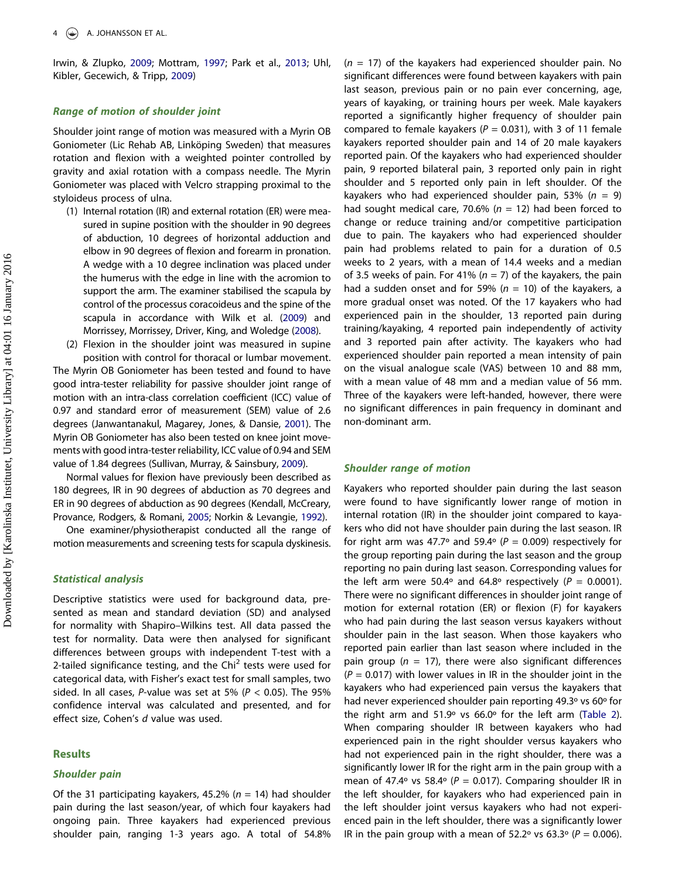Irwin, & Zlupko, 2009; Mottram, 1997; Park et al., 2013; Uhl, Kibler, Gecewich, & Tripp, 2009)

### Range of motion of shoulder joint

Shoulder joint range of motion was measured with a Myrin OB Goniometer (Lic Rehab AB, Linköping Sweden) that measures rotation and flexion with a weighted pointer controlled by gravity and axial rotation with a compass needle. The Myrin Goniometer was placed with Velcro strapping proximal to the styloideus process of ulna.

1. Internal rotation (IR) and external rotation (ER) were measured in supine position with the shoulder in 90 degrees of abduction, 10 degrees of horizontal adduction and elbow in 90 degrees of flexion and forearm in pronation. A wedge with a 10 degree inclination was placed under the humerus with the edge in line with the acromion to support the arm. The examiner stabilised the scapula by control of the processus coracoideus and the spine of the scapula in accordance with Wilk et al. (2009) and Morrissey, Morrissey, Driver, King, and Woledge (2008).
2. Flexion in the shoulder joint was measured in supine position with control for thoracal or lumbar movement.

The Myrin OB Goniometer has been tested and found to have good intra-tester reliability for passive shoulder joint range of motion with an intra-class correlation coefficient (ICC) value of 0.97 and standard error of measurement (SEM) value of 2.6 degrees (Janwantanakul, Magarey, Jones, & Dansie, 2001). The Myrin OB Goniometer has also been tested on knee joint movements with good intra-tester reliability, ICC value of 0.94 and SEM value of 1.84 degrees (Sullivan, Murray, & Sainsbury, 2009).

Normal values for flexion have previously been described as 180 degrees, IR in 90 degrees of abduction as 70 degrees and ER in 90 degrees of abduction as 90 degrees (Kendall, McCreary, Provance, Rodgers, & Romani, 2005; Norkin & Levangie, 1992).

One examiner/physiotherapist conducted all the range of motion measurements and screening tests for scapula dyskinesis.

### Statistical analysis

Descriptive statistics were used for background data, presented as mean and standard deviation (SD) and analysed for normality with Shapiro–Wilkins test. All data passed the test for normality. Data were then analysed for significant differences between groups with independent T-test with a 2-tailed significance testing, and the $Chi^2$ tests were used for categorical data, with Fisher's exact test for small samples, two sided. In all cases, $P$-value was set at 5% ($P < 0.05$). The 95% confidence interval was calculated and presented, and for effect size, Cohen's $d$ value was used.

## Results

### Shoulder pain

Of the 31 participating kayakers, 45.2% ($n = 14$) had shoulder pain during the last season/year, of which four kayakers had ongoing pain. Three kayakers had experienced previous shoulder pain, ranging 1-3 years ago. A total of 54.8% ($n = 17$) of the kayakers had experienced shoulder pain. No significant differences were found between kayakers with pain last season, previous pain or no pain ever concerning, age, years of kayaking, or training hours per week. Male kayakers reported a significantly higher frequency of shoulder pain compared to female kayakers ($P = 0.031$), with 3 of 11 female kayakers reported shoulder pain and 14 of 20 male kayakers reported pain. Of the kayakers who had experienced shoulder pain, 9 reported bilateral pain, 3 reported only pain in right shoulder and 5 reported only pain in left shoulder. Of the kayakers who had experienced shoulder pain, 53% ($n = 9$) had sought medical care, 70.6% ($n = 12$) had been forced to change or reduce training and/or competitive participation due to pain. The kayakers who had experienced shoulder pain had problems related to pain for a duration of 0.5 weeks to 2 years, with a mean of 14.4 weeks and a median of 3.5 weeks of pain. For 41% ($n = 7$) of the kayakers, the pain had a sudden onset and for 59% ($n = 10$) of the kayakers, a more gradual onset was noted. Of the 17 kayakers who had experienced pain in the shoulder, 13 reported pain during training/kayaking, 4 reported pain independently of activity and 3 reported pain after activity. The kayakers who had experienced shoulder pain reported a mean intensity of pain on the visual analogue scale (VAS) between 10 and 88 mm, with a mean value of 48 mm and a median value of 56 mm. Three of the kayakers were left-handed, however, there were no significant differences in pain frequency in dominant and non-dominant arm.

### Shoulder range of motion

Kayakers who reported shoulder pain during the last season were found to have significantly lower range of motion in internal rotation (IR) in the shoulder joint compared to kayakers who did not have shoulder pain during the last season. IR for right arm was 47.7º and 59.4º ($P = 0.009$) respectively for the group reporting pain during the last season and the group reporting no pain during last season. Corresponding values for the left arm were 50.4º and 64.8º respectively ($P = 0.0001$). There were no significant differences in shoulder joint range of motion for external rotation (ER) or flexion (F) for kayakers who had pain during the last season versus kayakers without shoulder pain in the last season. When those kayakers who reported pain earlier than last season where included in the pain group ($n = 17$), there were also significant differences ($P = 0.017$) with lower values in IR in the shoulder joint in the kayakers who had experienced pain versus the kayakers that had never experienced shoulder pain reporting 49.3º vs 60º for the right arm and 51.9º vs 66.0º for the left arm (Table 2). When comparing shoulder IR between kayakers who had experienced pain in the right shoulder versus kayakers who had not experienced pain in the right shoulder, there was a significantly lower IR for the right arm in the pain group with a mean of 47.4º vs 58.4º ($P = 0.017$). Comparing shoulder IR in the left shoulder, for kayakers who had experienced pain in the left shoulder joint versus kayakers who had not experienced pain in the left shoulder, there was a significantly lower IR in the pain group with a mean of 52.2º vs 63.3º ($P = 0.006$).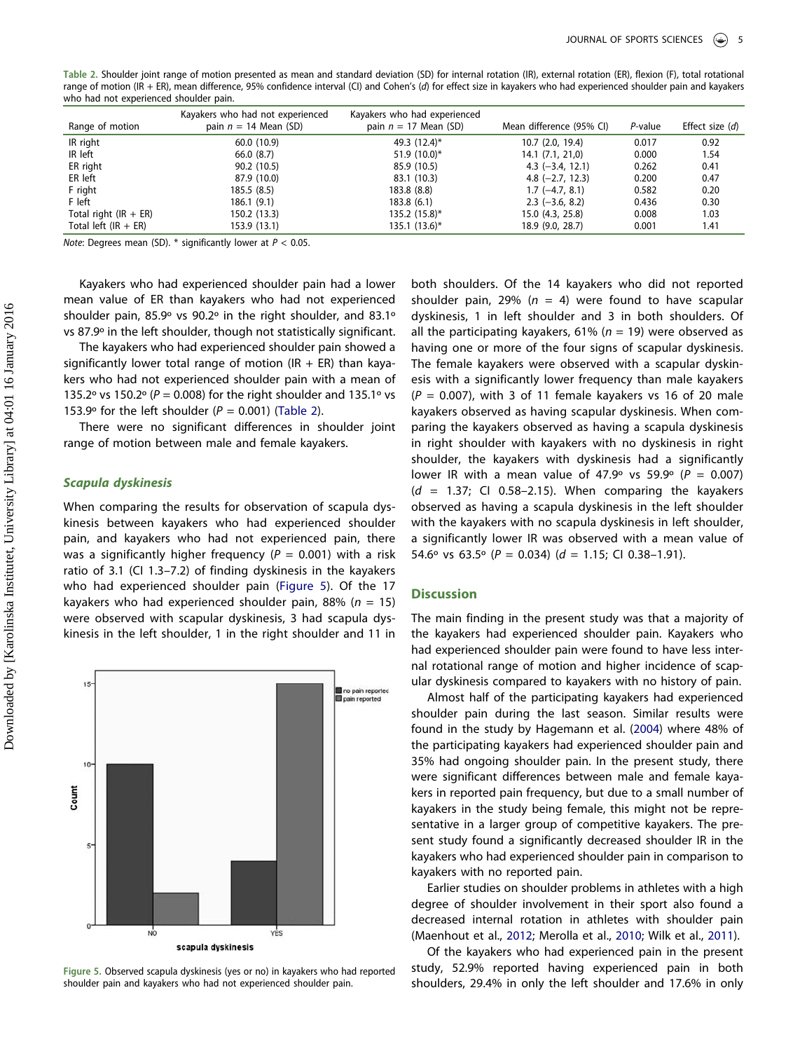**Table 2.** Shoulder joint range of motion presented as mean and standard deviation (SD) for internal rotation (IR), external rotation (ER), flexion (F), total rotational range of motion (IR + ER), mean difference, 95% confidence interval (CI) and Cohen's (*d*) for effect size in kayakers who had experienced shoulder pain and kayakers who had not experienced shoulder pain.

| Range of motion | Kayakers who had not experienced pain *n* = 14 Mean (SD) | Kayakers who had experienced pain *n* = 17 Mean (SD) | Mean difference (95% CI) | *P*-value | Effect size (*d*) |
|---|---|---|---|---|---|
| IR right | 60.0 (10.9) | 49.3 (12.4)* | 10.7 (2.0, 19.4) | 0.017 | 0.92 |
| IR left | 66.0 (8.7) | 51.9 (10.0)* | 14.1 (7.1, 21,0) | 0.000 | 1.54 |
| ER right | 90.2 (10.5) | 85.9 (10.5) | 4.3 (−3.4, 12.1) | 0.262 | 0.41 |
| ER left | 87.9 (10.0) | 83.1 (10.3) | 4.8 (−2.7, 12.3) | 0.200 | 0.47 |
| F right | 185.5 (8.5) | 183.8 (8.8) | 1.7 (−4.7, 8.1) | 0.582 | 0.20 |
| F left | 186.1 (9.1) | 183.8 (6.1) | 2.3 (−3.6, 8.2) | 0.436 | 0.30 |
| Total right (IR + ER) | 150.2 (13.3) | 135.2 (15.8)* | 15.0 (4.3, 25.8) | 0.008 | 1.03 |
| Total left (IR + ER) | 153.9 (13.1) | 135.1 (13.6)* | 18.9 (9.0, 28.7) | 0.001 | 1.41 |

*Note*: Degrees mean (SD). * significantly lower at $P < 0.05$.

Kayakers who had experienced shoulder pain had a lower mean value of ER than kayakers who had not experienced shoulder pain, 85.9º vs 90.2º in the right shoulder, and 83.1º vs 87.9º in the left shoulder, though not statistically significant.

The kayakers who had experienced shoulder pain showed a significantly lower total range of motion (IR + ER) than kayakers who had not experienced shoulder pain with a mean of 135.2º vs 150.2º ($P = 0.008$) for the right shoulder and 135.1º vs 153.9º for the left shoulder ($P = 0.001$) (Table 2).

There were no significant differences in shoulder joint range of motion between male and female kayakers.

### Scapula dyskinesis

When comparing the results for observation of scapula dyskinesis between kayakers who had experienced shoulder pain, and kayakers who had not experienced pain, there was a significantly higher frequency ($P = 0.001$) with a risk ratio of 3.1 (CI 1.3–7.2) of finding dyskinesis in the kayakers who had experienced shoulder pain (Figure 5). Of the 17 kayakers who had experienced shoulder pain, 88% ($n = 15$) were observed with scapular dyskinesis, 3 had scapula dyskinesis in the left shoulder, 1 in the right shoulder and 11 in both shoulders. Of the 14 kayakers who did not reported shoulder pain, 29% ($n = 4$) were found to have scapular dyskinesis, 1 in left shoulder and 3 in both shoulders. Of all the participating kayakers, 61% ($n = 19$) were observed as having one or more of the four signs of scapular dyskinesis. The female kayakers were observed with a scapular dyskinesis with a significantly lower frequency than male kayakers ($P = 0.007$), with 3 of 11 female kayakers vs 16 of 20 male kayakers observed as having scapular dyskinesis. When comparing the kayakers observed as having a scapula dyskinesis in right shoulder with kayakers with no dyskinesis in right shoulder, the kayakers with dyskinesis had a significantly lower IR with a mean value of 47.9º vs 59.9º ($P = 0.007$) ($d = 1.37$; CI 0.58–2.15). When comparing the kayakers observed as having a scapula dyskinesis in the left shoulder with the kayakers with no scapula dyskinesis in left shoulder, a significantly lower IR was observed with a mean value of 54.6º vs 63.5º ($P = 0.034$) ($d = 1.15$; CI 0.38–1.91).

Figure 5. Observed scapula dyskinesis (yes or no) in kayakers who had reported shoulder pain and kayakers who had not experienced shoulder pain.

## Discussion

The main finding in the present study was that a majority of the kayakers had experienced shoulder pain. Kayakers who had experienced shoulder pain were found to have less internal rotational range of motion and higher incidence of scapular dyskinesis compared to kayakers with no history of pain.

Almost half of the participating kayakers had experienced shoulder pain during the last season. Similar results were found in the study by Hagemann et al. (2004) where 48% of the participating kayakers had experienced shoulder pain and 35% had ongoing shoulder pain. In the present study, there were significant differences between male and female kayakers in reported pain frequency, but due to a small number of kayakers in the study being female, this might not be representative in a larger group of competitive kayakers. The present study found a significantly decreased shoulder IR in the kayakers who had experienced shoulder pain in comparison to kayakers with no reported pain.

Earlier studies on shoulder problems in athletes with a high degree of shoulder involvement in their sport also found a decreased internal rotation in athletes with shoulder pain (Maenhout et al., 2012; Merolla et al., 2010; Wilk et al., 2011).

Of the kayakers who had experienced pain in the present study, 52.9% reported having experienced pain in both shoulders, 29.4% in only the left shoulder and 17.6% in only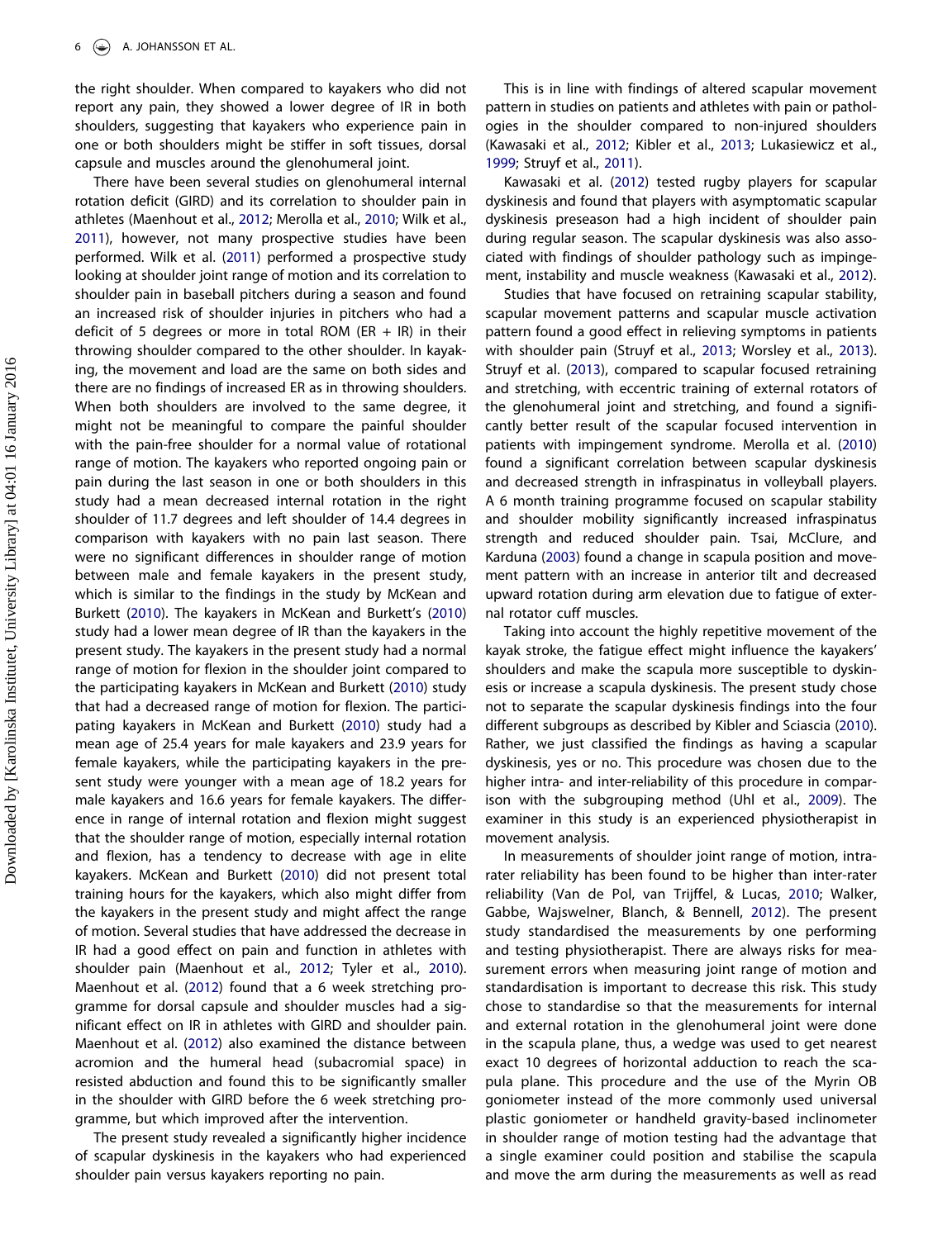the right shoulder. When compared to kayakers who did not report any pain, they showed a lower degree of IR in both shoulders, suggesting that kayakers who experience pain in one or both shoulders might be stiffer in soft tissues, dorsal capsule and muscles around the glenohumeral joint.

There have been several studies on glenohumeral internal rotation deficit (GIRD) and its correlation to shoulder pain in athletes (Maenhout et al., 2012; Merolla et al., 2010; Wilk et al., 2011), however, not many prospective studies have been performed. Wilk et al. (2011) performed a prospective study looking at shoulder joint range of motion and its correlation to shoulder pain in baseball pitchers during a season and found an increased risk of shoulder injuries in pitchers who had a deficit of 5 degrees or more in total ROM (ER + IR) in their throwing shoulder compared to the other shoulder. In kayaking, the movement and load are the same on both sides and there are no findings of increased ER as in throwing shoulders. When both shoulders are involved to the same degree, it might not be meaningful to compare the painful shoulder with the pain-free shoulder for a normal value of rotational range of motion. The kayakers who reported ongoing pain or pain during the last season in one or both shoulders in this study had a mean decreased internal rotation in the right shoulder of 11.7 degrees and left shoulder of 14.4 degrees in comparison with kayakers with no pain last season. There were no significant differences in shoulder range of motion between male and female kayakers in the present study, which is similar to the findings in the study by McKean and Burkett (2010). The kayakers in McKean and Burkett's (2010) study had a lower mean degree of IR than the kayakers in the present study. The kayakers in the present study had a normal range of motion for flexion in the shoulder joint compared to the participating kayakers in McKean and Burkett (2010) study that had a decreased range of motion for flexion. The participating kayakers in McKean and Burkett (2010) study had a mean age of 25.4 years for male kayakers and 23.9 years for female kayakers, while the participating kayakers in the present study were younger with a mean age of 18.2 years for male kayakers and 16.6 years for female kayakers. The difference in range of internal rotation and flexion might suggest that the shoulder range of motion, especially internal rotation and flexion, has a tendency to decrease with age in elite kayakers. McKean and Burkett (2010) did not present total training hours for the kayakers, which also might differ from the kayakers in the present study and might affect the range of motion. Several studies that have addressed the decrease in IR had a good effect on pain and function in athletes with shoulder pain (Maenhout et al., 2012; Tyler et al., 2010). Maenhout et al. (2012) found that a 6 week stretching programme for dorsal capsule and shoulder muscles had a significant effect on IR in athletes with GIRD and shoulder pain. Maenhout et al. (2012) also examined the distance between acromion and the humeral head (subacromial space) in resisted abduction and found this to be significantly smaller in the shoulder with GIRD before the 6 week stretching programme, but which improved after the intervention.

The present study revealed a significantly higher incidence of scapular dyskinesis in the kayakers who had experienced shoulder pain versus kayakers reporting no pain.

This is in line with findings of altered scapular movement pattern in studies on patients and athletes with pain or pathologies in the shoulder compared to non-injured shoulders (Kawasaki et al., 2012; Kibler et al., 2013; Lukasiewicz et al., 1999; Struyf et al., 2011).

Kawasaki et al. (2012) tested rugby players for scapular dyskinesis and found that players with asymptomatic scapular dyskinesis preseason had a high incident of shoulder pain during regular season. The scapular dyskinesis was also associated with findings of shoulder pathology such as impingement, instability and muscle weakness (Kawasaki et al., 2012).

Studies that have focused on retraining scapular stability, scapular movement patterns and scapular muscle activation pattern found a good effect in relieving symptoms in patients with shoulder pain (Struyf et al., 2013; Worsley et al., 2013). Struyf et al. (2013), compared to scapular focused retraining and stretching, with eccentric training of external rotators of the glenohumeral joint and stretching, and found a significantly better result of the scapular focused intervention in patients with impingement syndrome. Merolla et al. (2010) found a significant correlation between scapular dyskinesis and decreased strength in infraspinatus in volleyball players. A 6 month training programme focused on scapular stability and shoulder mobility significantly increased infraspinatus strength and reduced shoulder pain. Tsai, McClure, and Karduna (2003) found a change in scapula position and movement pattern with an increase in anterior tilt and decreased upward rotation during arm elevation due to fatigue of external rotator cuff muscles.

Taking into account the highly repetitive movement of the kayak stroke, the fatigue effect might influence the kayakers' shoulders and make the scapula more susceptible to dyskinesis or increase a scapula dyskinesis. The present study chose not to separate the scapular dyskinesis findings into the four different subgroups as described by Kibler and Sciascia (2010). Rather, we just classified the findings as having a scapular dyskinesis, yes or no. This procedure was chosen due to the higher intra- and inter-reliability of this procedure in comparison with the subgrouping method (Uhl et al., 2009). The examiner in this study is an experienced physiotherapist in movement analysis.

In measurements of shoulder joint range of motion, intra-rater reliability has been found to be higher than inter-rater reliability (Van de Pol, van Trijffel, & Lucas, 2010; Walker, Gabbe, Wajswelner, Blanch, & Bennell, 2012). The present study standardised the measurements by one performing and testing physiotherapist. There are always risks for measurement errors when measuring joint range of motion and standardisation is important to decrease this risk. This study chose to standardise so that the measurements for internal and external rotation in the glenohumeral joint were done in the scapula plane, thus, a wedge was used to get nearest exact 10 degrees of horizontal adduction to reach the scapula plane. This procedure and the use of the Myrin OB goniometer instead of the more commonly used universal plastic goniometer or handheld gravity-based inclinometer in shoulder range of motion testing had the advantage that a single examiner could position and stabilise the scapula and move the arm during the measurements as well as read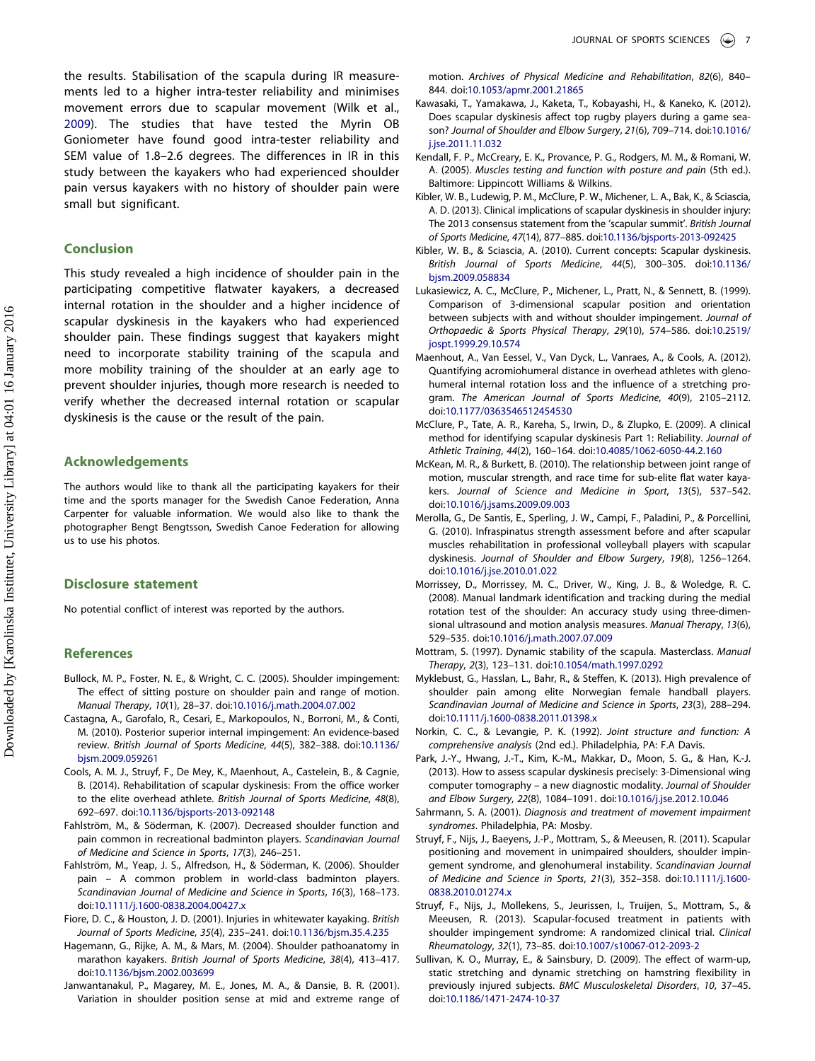the results. Stabilisation of the scapula during IR measurements led to a higher intra-tester reliability and minimises movement errors due to scapular movement (Wilk et al., 2009). The studies that have tested the Myrin OB Goniometer have found good intra-tester reliability and SEM value of 1.8–2.6 degrees. The differences in IR in this study between the kayakers who had experienced shoulder pain versus kayakers with no history of shoulder pain were small but significant.

## Conclusion

This study revealed a high incidence of shoulder pain in the participating competitive flatwater kayakers, a decreased internal rotation in the shoulder and a higher incidence of scapular dyskinesis in the kayakers who had experienced shoulder pain. These findings suggest that kayakers might need to incorporate stability training of the scapula and more mobility training of the shoulder at an early age to prevent shoulder injuries, though more research is needed to verify whether the decreased internal rotation or scapular dyskinesis is the cause or the result of the pain.

## Acknowledgements

The authors would like to thank all the participating kayakers for their time and the sports manager for the Swedish Canoe Federation, Anna Carpenter for valuable information. We would also like to thank the photographer Bengt Bengtsson, Swedish Canoe Federation for allowing us to use his photos.

## Disclosure statement

No potential conflict of interest was reported by the authors.

## References

Bullock, M. P., Foster, N. E., & Wright, C. C. (2005). Shoulder impingement: The effect of sitting posture on shoulder pain and range of motion. *Manual Therapy*, *10*(1), 28–37. doi:10.1016/j.math.2004.07.002

Castagna, A., Garofalo, R., Cesari, E., Markopoulos, N., Borroni, M., & Conti, M. (2010). Posterior superior internal impingement: An evidence-based review. *British Journal of Sports Medicine*, *44*(5), 382–388. doi:10.1136/bjsm.2009.059261

Cools, A. M. J., Struyf, F., De Mey, K., Maenhout, A., Castelein, B., & Cagnie, B. (2014). Rehabilitation of scapular dyskinesis: From the office worker to the elite overhead athlete. *British Journal of Sports Medicine*, *48*(8), 692–697. doi:10.1136/bjsports-2013-092148

Fahlström, M., & Söderman, K. (2007). Decreased shoulder function and pain common in recreational badminton players. *Scandinavian Journal of Medicine and Science in Sports*, *17*(3), 246–251.

Fahlström, M., Yeap, J. S., Alfredson, H., & Söderman, K. (2006). Shoulder pain – A common problem in world-class badminton players. *Scandinavian Journal of Medicine and Science in Sports*, *16*(3), 168–173. doi:10.1111/j.1600-0838.2004.00427.x

Fiore, D. C., & Houston, J. D. (2001). Injuries in whitewater kayaking. *British Journal of Sports Medicine*, *35*(4), 235–241. doi:10.1136/bjsm.35.4.235

Hagemann, G., Rijke, A. M., & Mars, M. (2004). Shoulder pathoanatomy in marathon kayakers. *British Journal of Sports Medicine*, *38*(4), 413–417. doi:10.1136/bjsm.2002.003699

Janwantanakul, P., Magarey, M. E., Jones, M. A., & Dansie, B. R. (2001). Variation in shoulder position sense at mid and extreme range of motion. *Archives of Physical Medicine and Rehabilitation*, *82*(6), 840–844. doi:10.1053/apmr.2001.21865

Kawasaki, T., Yamakawa, J., Kaketa, T., Kobayashi, H., & Kaneko, K. (2012). Does scapular dyskinesis affect top rugby players during a game season? *Journal of Shoulder and Elbow Surgery*, *21*(6), 709–714. doi:10.1016/j.jse.2011.11.032

Kendall, F. P., McCreary, E. K., Provance, P. G., Rodgers, M. M., & Romani, W. A. (2005). *Muscles testing and function with posture and pain* (5th ed.). Baltimore: Lippincott Williams & Wilkins.

Kibler, W. B., Ludewig, P. M., McClure, P. W., Michener, L. A., Bak, K., & Sciascia, A. D. (2013). Clinical implications of scapular dyskinesis in shoulder injury: The 2013 consensus statement from the 'scapular summit'. *British Journal of Sports Medicine*, *47*(14), 877–885. doi:10.1136/bjsports-2013-092425

Kibler, W. B., & Sciascia, A. (2010). Current concepts: Scapular dyskinesis. *British Journal of Sports Medicine*, *44*(5), 300–305. doi:10.1136/bjsm.2009.058834

Lukasiewicz, A. C., McClure, P., Michener, L., Pratt, N., & Sennett, B. (1999). Comparison of 3-dimensional scapular position and orientation between subjects with and without shoulder impingement. *Journal of Orthopaedic & Sports Physical Therapy*, *29*(10), 574–586. doi:10.2519/jospt.1999.29.10.574

Maenhout, A., Van Eessel, V., Van Dyck, L., Vanraes, A., & Cools, A. (2012). Quantifying acromiohumeral distance in overhead athletes with glenohumeral internal rotation loss and the influence of a stretching program. *The American Journal of Sports Medicine*, *40*(9), 2105–2112. doi:10.1177/0363546512454530

McClure, P., Tate, A. R., Kareha, S., Irwin, D., & Zlupko, E. (2009). A clinical method for identifying scapular dyskinesis Part 1: Reliability. *Journal of Athletic Training*, *44*(2), 160–164. doi:10.4085/1062-6050-44.2.160

McKean, M. R., & Burkett, B. (2010). The relationship between joint range of motion, muscular strength, and race time for sub-elite flat water kayakers. *Journal of Science and Medicine in Sport*, *13*(5), 537–542. doi:10.1016/j.jsams.2009.09.003

Merolla, G., De Santis, E., Sperling, J. W., Campi, F., Paladini, P., & Porcellini, G. (2010). Infraspinatus strength assessment before and after scapular muscles rehabilitation in professional volleyball players with scapular dyskinesis. *Journal of Shoulder and Elbow Surgery*, *19*(8), 1256–1264. doi:10.1016/j.jse.2010.01.022

Morrissey, D., Morrissey, M. C., Driver, W., King, J. B., & Woledge, R. C. (2008). Manual landmark identification and tracking during the medial rotation test of the shoulder: An accuracy study using three-dimensional ultrasound and motion analysis measures. *Manual Therapy*, *13*(6), 529–535. doi:10.1016/j.math.2007.07.009

Mottram, S. (1997). Dynamic stability of the scapula. Masterclass. *Manual Therapy*, *2*(3), 123–131. doi:10.1054/math.1997.0292

Myklebust, G., Hasslan, L., Bahr, R., & Steffen, K. (2013). High prevalence of shoulder pain among elite Norwegian female handball players. *Scandinavian Journal of Medicine and Science in Sports*, *23*(3), 288–294. doi:10.1111/j.1600-0838.2011.01398.x

Norkin, C. C., & Levangie, P. K. (1992). *Joint structure and function: A comprehensive analysis* (2nd ed.). Philadelphia, PA: F.A Davis.

Park, J.-Y., Hwang, J.-T., Kim, K.-M., Makkar, D., Moon, S. G., & Han, K.-J. (2013). How to assess scapular dyskinesis precisely: 3-Dimensional wing computer tomography – a new diagnostic modality. *Journal of Shoulder and Elbow Surgery*, *22*(8), 1084–1091. doi:10.1016/j.jse.2012.10.046

Sahrmann, S. A. (2001). *Diagnosis and treatment of movement impairment syndromes*. Philadelphia, PA: Mosby.

Struyf, F., Nijs, J., Baeyens, J.-P., Mottram, S., & Meeusen, R. (2011). Scapular positioning and movement in unimpaired shoulders, shoulder impingement syndrome, and glenohumeral instability. *Scandinavian Journal of Medicine and Science in Sports*, *21*(3), 352–358. doi:10.1111/j.1600-0838.2010.01274.x

Struyf, F., Nijs, J., Mollekens, S., Jeurissen, I., Truijen, S., Mottram, S., & Meeusen, R. (2013). Scapular-focused treatment in patients with shoulder impingement syndrome: A randomized clinical trial. *Clinical Rheumatology*, *32*(1), 73–85. doi:10.1007/s10067-012-2093-2

Sullivan, K. O., Murray, E., & Sainsbury, D. (2009). The effect of warm-up, static stretching and dynamic stretching on hamstring flexibility in previously injured subjects. *BMC Musculoskeletal Disorders*, *10*, 37–45. doi:10.1186/1471-2474-10-37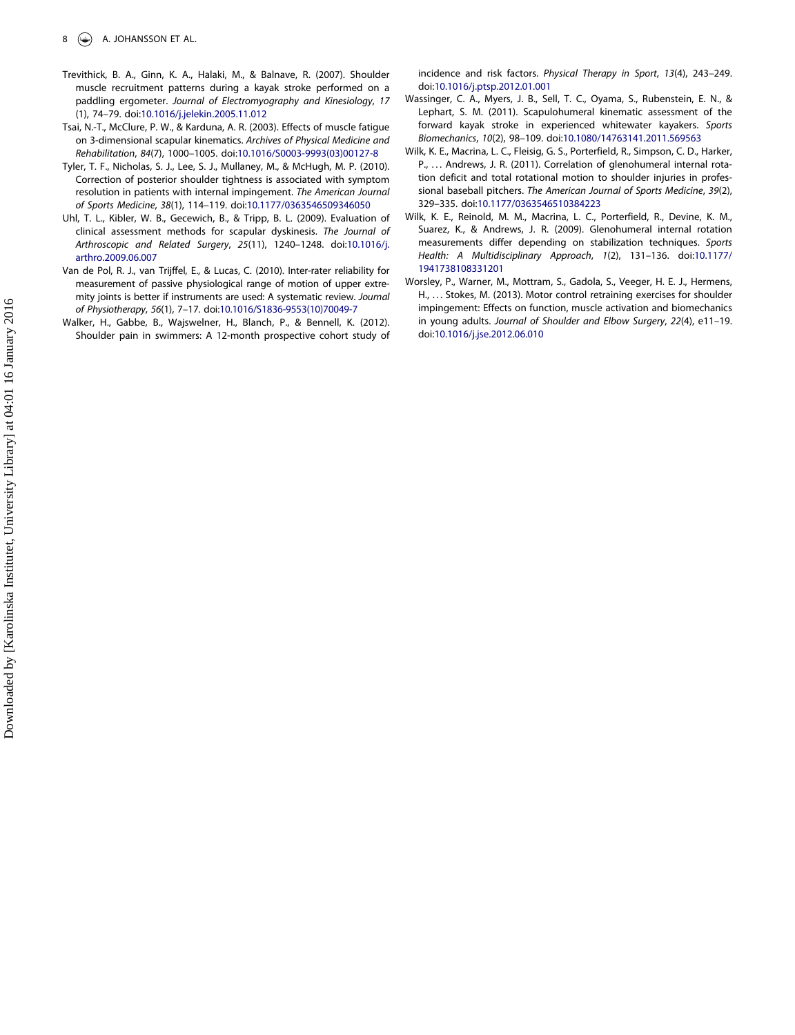Trevithick, B. A., Ginn, K. A., Halaki, M., & Balnave, R. (2007). Shoulder muscle recruitment patterns during a kayak stroke performed on a paddling ergometer. *Journal of Electromyography and Kinesiology*, *17*(1), 74–79. doi:10.1016/j.jelekin.2005.11.012

Tsai, N.-T., McClure, P. W., & Karduna, A. R. (2003). Effects of muscle fatigue on 3-dimensional scapular kinematics. *Archives of Physical Medicine and Rehabilitation*, *84*(7), 1000–1005. doi:10.1016/S0003-9993(03)00127-8

Tyler, T. F., Nicholas, S. J., Lee, S. J., Mullaney, M., & McHugh, M. P. (2010). Correction of posterior shoulder tightness is associated with symptom resolution in patients with internal impingement. *The American Journal of Sports Medicine*, *38*(1), 114–119. doi:10.1177/0363546509346050

Uhl, T. L., Kibler, W. B., Gecewich, B., & Tripp, B. L. (2009). Evaluation of clinical assessment methods for scapular dyskinesis. *The Journal of Arthroscopic and Related Surgery*, *25*(11), 1240–1248. doi:10.1016/j.arthro.2009.06.007

Van de Pol, R. J., van Trijffel, E., & Lucas, C. (2010). Inter-rater reliability for measurement of passive physiological range of motion of upper extremity joints is better if instruments are used: A systematic review. *Journal of Physiotherapy*, *56*(1), 7–17. doi:10.1016/S1836-9553(10)70049-7

Walker, H., Gabbe, B., Wajswelner, H., Blanch, P., & Bennell, K. (2012). Shoulder pain in swimmers: A 12-month prospective cohort study of incidence and risk factors. *Physical Therapy in Sport*, *13*(4), 243–249. doi:10.1016/j.ptsp.2012.01.001

Wassinger, C. A., Myers, J. B., Sell, T. C., Oyama, S., Rubenstein, E. N., & Lephart, S. M. (2011). Scapulohumeral kinematic assessment of the forward kayak stroke in experienced whitewater kayakers. *Sports Biomechanics*, *10*(2), 98–109. doi:10.1080/14763141.2011.569563

Wilk, K. E., Macrina, L. C., Fleisig, G. S., Porterfield, R., Simpson, C. D., Harker, P., … Andrews, J. R. (2011). Correlation of glenohumeral internal rotation deficit and total rotational motion to shoulder injuries in professional baseball pitchers. *The American Journal of Sports Medicine*, *39*(2), 329–335. doi:10.1177/0363546510384223

Wilk, K. E., Reinold, M. M., Macrina, L. C., Porterfield, R., Devine, K. M., Suarez, K., & Andrews, J. R. (2009). Glenohumeral internal rotation measurements differ depending on stabilization techniques. *Sports Health: A Multidisciplinary Approach*, *1*(2), 131–136. doi:10.1177/1941738108331201

Worsley, P., Warner, M., Mottram, S., Gadola, S., Veeger, H. E. J., Hermens, H., … Stokes, M. (2013). Motor control retraining exercises for shoulder impingement: Effects on function, muscle activation and biomechanics in young adults. *Journal of Shoulder and Elbow Surgery*, *22*(4), e11–19. doi:10.1016/j.jse.2012.06.010